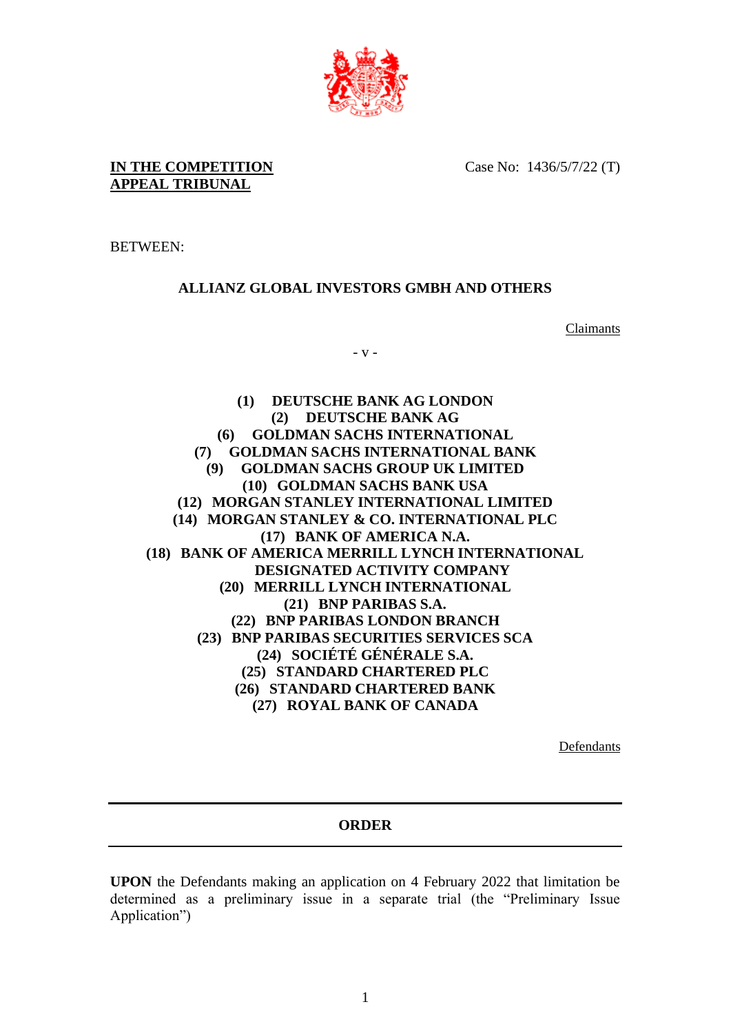**IN THE COMPETITION APPEAL TRIBUNAL**

Case No: 1436/5/7/22 (T)

BETWEEN:

**ALLIANZ GLOBAL INVESTORS GMBH AND OTHERS**

Claimants

\- v -

**(1) DEUTSCHE BANK AG LONDON**
**(2) DEUTSCHE BANK AG**
**(6) GOLDMAN SACHS INTERNATIONAL**
**(7) GOLDMAN SACHS INTERNATIONAL BANK**
**(9) GOLDMAN SACHS GROUP UK LIMITED**
**(10) GOLDMAN SACHS BANK USA**
**(12) MORGAN STANLEY INTERNATIONAL LIMITED**
**(14) MORGAN STANLEY & CO. INTERNATIONAL PLC**
**(17) BANK OF AMERICA N.A.**
**(18) BANK OF AMERICA MERRILL LYNCH INTERNATIONAL DESIGNATED ACTIVITY COMPANY**
**(20) MERRILL LYNCH INTERNATIONAL**
**(21) BNP PARIBAS S.A.**
**(22) BNP PARIBAS LONDON BRANCH**
**(23) BNP PARIBAS SECURITIES SERVICES SCA**
**(24) SOCIÉTÉ GÉNÉRALE S.A.**
**(25) STANDARD CHARTERED PLC**
**(26) STANDARD CHARTERED BANK**
**(27) ROYAL BANK OF CANADA**

Defendants

---

## ORDER

---

**UPON** the Defendants making an application on 4 February 2022 that limitation be determined as a preliminary issue in a separate trial (the "Preliminary Issue Application")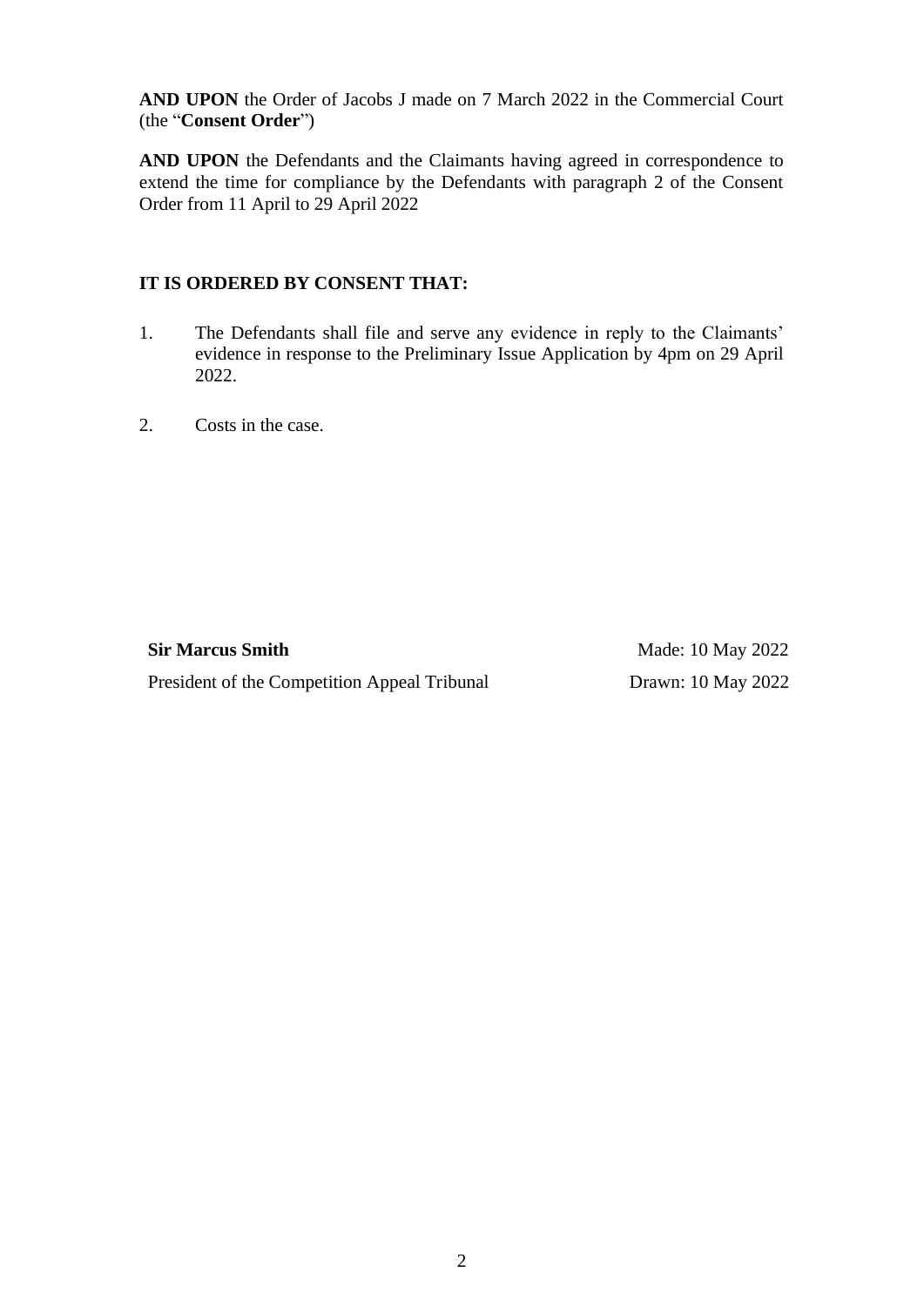**AND UPON** the Order of Jacobs J made on 7 March 2022 in the Commercial Court (the "**Consent Order**")

**AND UPON** the Defendants and the Claimants having agreed in correspondence to extend the time for compliance by the Defendants with paragraph 2 of the Consent Order from 11 April to 29 April 2022

**IT IS ORDERED BY CONSENT THAT:**

1. The Defendants shall file and serve any evidence in reply to the Claimants' evidence in response to the Preliminary Issue Application by 4pm on 29 April 2022.

2. Costs in the case.

**Sir Marcus Smith**

President of the Competition Appeal Tribunal

Made: 10 May 2022

Drawn: 10 May 2022